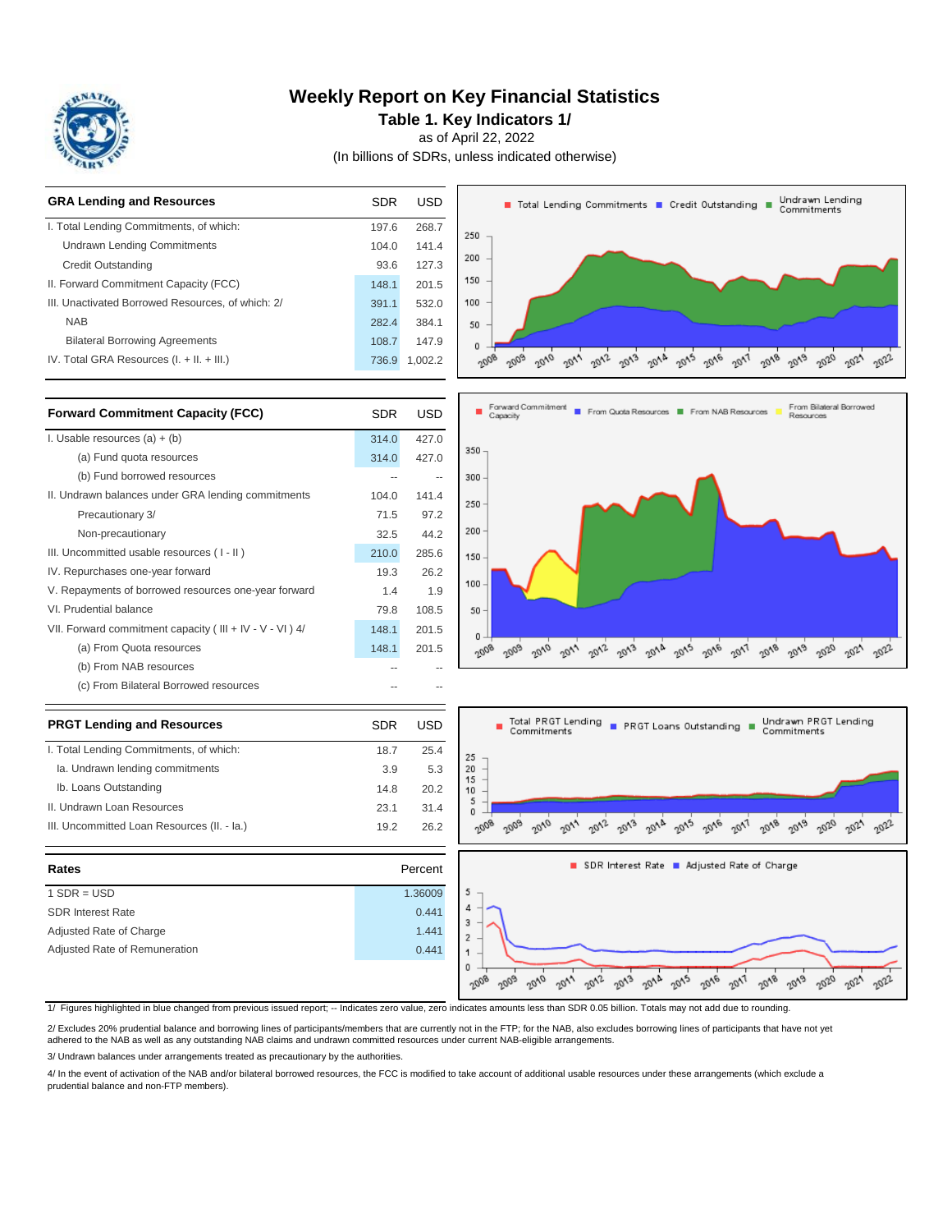# Weekly Report on Key Financial Statistics

## Table 1. Key Indicators 1/

as of April 22, 2022

(In billions of SDRs, unless indicated otherwise)

| GRA Lending and Resources | SDR | USD |
|---|---|---|
| I. Total Lending Commitments, of which: | 197.6 | 268.7 |
| Undrawn Lending Commitments | 104.0 | 141.4 |
| Credit Outstanding | 93.6 | 127.3 |
| II. Forward Commitment Capacity (FCC) | 148.1 | 201.5 |
| III. Unactivated Borrowed Resources, of which: 2/ | 391.1 | 532.0 |
| NAB | 282.4 | 384.1 |
| Bilateral Borrowing Agreements | 108.7 | 147.9 |
| IV. Total GRA Resources (I. + II. + III.) | 736.9 | 1,002.2 |

| Forward Commitment Capacity (FCC) | SDR | USD |
|---|---|---|
| I. Usable resources (a) + (b) | 314.0 | 427.0 |
| (a) Fund quota resources | 314.0 | 427.0 |
| (b) Fund borrowed resources | -- | -- |
| II. Undrawn balances under GRA lending commitments | 104.0 | 141.4 |
| Precautionary 3/ | 71.5 | 97.2 |
| Non-precautionary | 32.5 | 44.2 |
| III. Uncommitted usable resources ( I - II ) | 210.0 | 285.6 |
| IV. Repurchases one-year forward | 19.3 | 26.2 |
| V. Repayments of borrowed resources one-year forward | 1.4 | 1.9 |
| VI. Prudential balance | 79.8 | 108.5 |
| VII. Forward commitment capacity ( III + IV - V - VI ) 4/ | 148.1 | 201.5 |
| (a) From Quota resources | 148.1 | 201.5 |
| (b) From NAB resources | -- | -- |
| (c) From Bilateral Borrowed resources | -- | -- |

| PRGT Lending and Resources | SDR | USD |
|---|---|---|
| I. Total Lending Commitments, of which: | 18.7 | 25.4 |
| Ia. Undrawn lending commitments | 3.9 | 5.3 |
| Ib. Loans Outstanding | 14.8 | 20.2 |
| II. Undrawn Loan Resources | 23.1 | 31.4 |
| III. Uncommitted Loan Resources (II. - Ia.) | 19.2 | 26.2 |

| Rates | Percent |
|---|---|
| 1 SDR = USD | 1.36009 |
| SDR Interest Rate | 0.441 |
| Adjusted Rate of Charge | 1.441 |
| Adjusted Rate of Remuneration | 0.441 |

1/ Figures highlighted in blue changed from previous issued report; -- Indicates zero value, zero indicates amounts less than SDR 0.05 billion. Totals may not add due to rounding.

2/ Excludes 20% prudential balance and borrowing lines of participants/members that are currently not in the FTP; for the NAB, also excludes borrowing lines of participants that have not yet adhered to the NAB as well as any outstanding NAB claims and undrawn committed resources under current NAB-eligible arrangements.

3/ Undrawn balances under arrangements treated as precautionary by the authorities.

4/ In the event of activation of the NAB and/or bilateral borrowed resources, the FCC is modified to take account of additional usable resources under these arrangements (which exclude a prudential balance and non-FTP members).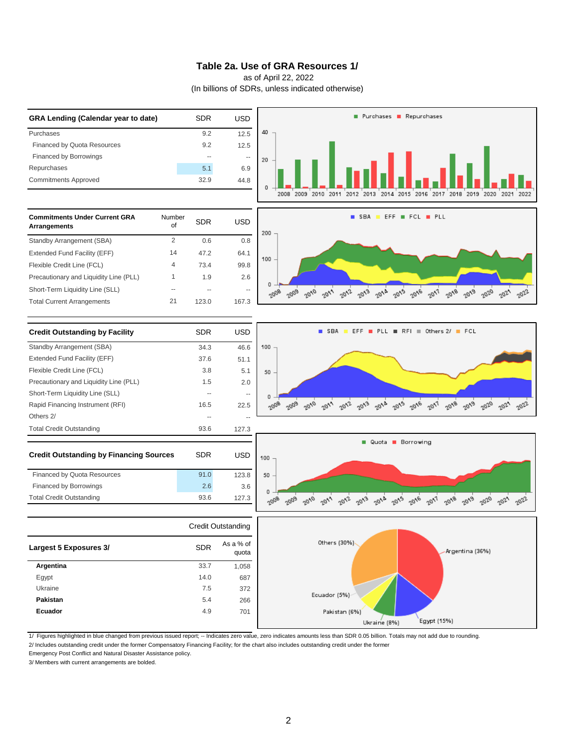# Table 2a. Use of GRA Resources 1/

as of April 22, 2022

(In billions of SDRs, unless indicated otherwise)

| GRA Lending (Calendar year to date) | SDR | USD |
|---|---|---|
| Purchases | 9.2 | 12.5 |
| Financed by Quota Resources | 9.2 | 12.5 |
| Financed by Borrowings | -- | -- |
| Repurchases | 5.1 | 6.9 |
| Commitments Approved | 32.9 | 44.8 |

| Commitments Under Current GRA Arrangements | Number of | SDR | USD |
|---|---|---|---|
| Standby Arrangement (SBA) | 2 | 0.6 | 0.8 |
| Extended Fund Facility (EFF) | 14 | 47.2 | 64.1 |
| Flexible Credit Line (FCL) | 4 | 73.4 | 99.8 |
| Precautionary and Liquidity Line (PLL) | 1 | 1.9 | 2.6 |
| Short-Term Liquidity Line (SLL) | -- | -- | -- |
| Total Current Arrangements | 21 | 123.0 | 167.3 |

| Credit Outstanding by Facility | SDR | USD |
|---|---|---|
| Standby Arrangement (SBA) | 34.3 | 46.6 |
| Extended Fund Facility (EFF) | 37.6 | 51.1 |
| Flexible Credit Line (FCL) | 3.8 | 5.1 |
| Precautionary and Liquidity Line (PLL) | 1.5 | 2.0 |
| Short-Term Liquidity Line (SLL) | -- | -- |
| Rapid Financing Instrument (RFI) | 16.5 | 22.5 |
| Others 2/ | -- | -- |
| Total Credit Outstanding | 93.6 | 127.3 |

| Credit Outstanding by Financing Sources | SDR | USD |
|---|---|---|
| Financed by Quota Resources | 91.0 | 123.8 |
| Financed by Borrowings | 2.6 | 3.6 |
| Total Credit Outstanding | 93.6 | 127.3 |

| | Credit Outstanding | |
|---|---|---|
| Largest 5 Exposures 3/ | SDR | As a % of quota |
| **Argentina** | 33.7 | 1,058 |
| Egypt | 14.0 | 687 |
| Ukraine | 7.5 | 372 |
| **Pakistan** | 5.4 | 266 |
| **Ecuador** | 4.9 | 701 |

1/ Figures highlighted in blue changed from previous issued report; -- Indicates zero value, zero indicates amounts less than SDR 0.05 billion. Totals may not add due to rounding.

2/ Includes outstanding credit under the former Compensatory Financing Facility; for the chart also includes outstanding credit under the former Emergency Post Conflict and Natural Disaster Assistance policy.

3/ Members with current arrangements are bolded.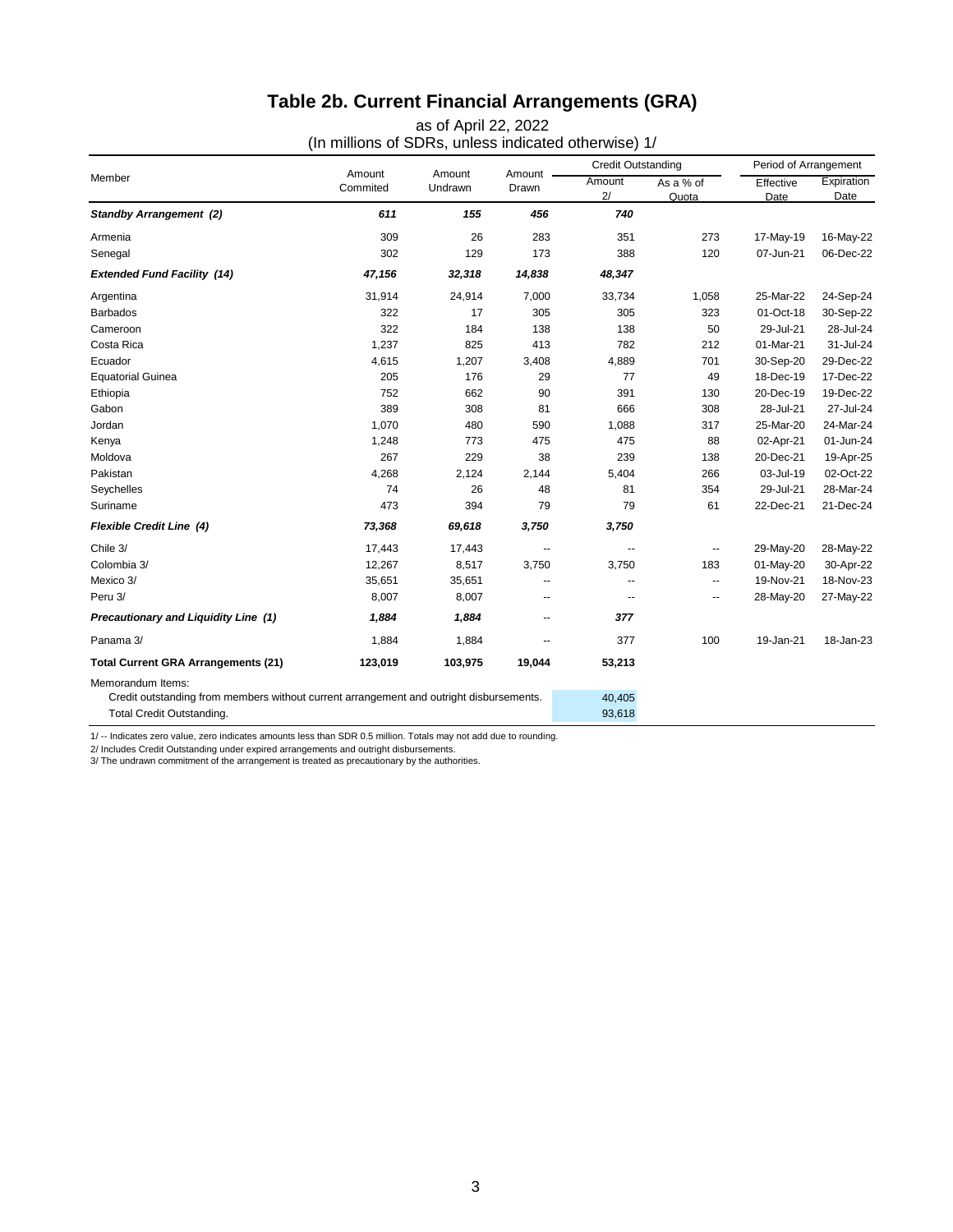# Table 2b. Current Financial Arrangements (GRA)

as of April 22, 2022

(In millions of SDRs, unless indicated otherwise) 1/

| Member | Amount Commited | Amount Undrawn | Amount Drawn | Credit Outstanding | | Period of Arrangement | |
|---|---|---|---|---|---|---|---|
| | | | | Amount 2/ | As a % of Quota | Effective Date | Expiration Date |
| ***Standby Arrangement (2)*** | ***611*** | ***155*** | ***456*** | ***740*** | | | |
| Armenia | 309 | 26 | 283 | 351 | 273 | 17-May-19 | 16-May-22 |
| Senegal | 302 | 129 | 173 | 388 | 120 | 07-Jun-21 | 06-Dec-22 |
| ***Extended Fund Facility (14)*** | ***47,156*** | ***32,318*** | ***14,838*** | ***48,347*** | | | |
| Argentina | 31,914 | 24,914 | 7,000 | 33,734 | 1,058 | 25-Mar-22 | 24-Sep-24 |
| Barbados | 322 | 17 | 305 | 305 | 323 | 01-Oct-18 | 30-Sep-22 |
| Cameroon | 322 | 184 | 138 | 138 | 50 | 29-Jul-21 | 28-Jul-24 |
| Costa Rica | 1,237 | 825 | 413 | 782 | 212 | 01-Mar-21 | 31-Jul-24 |
| Ecuador | 4,615 | 1,207 | 3,408 | 4,889 | 701 | 30-Sep-20 | 29-Dec-22 |
| Equatorial Guinea | 205 | 176 | 29 | 77 | 49 | 18-Dec-19 | 17-Dec-22 |
| Ethiopia | 752 | 662 | 90 | 391 | 130 | 20-Dec-19 | 19-Dec-22 |
| Gabon | 389 | 308 | 81 | 666 | 308 | 28-Jul-21 | 27-Jul-24 |
| Jordan | 1,070 | 480 | 590 | 1,088 | 317 | 25-Mar-20 | 24-Mar-24 |
| Kenya | 1,248 | 773 | 475 | 475 | 88 | 02-Apr-21 | 01-Jun-24 |
| Moldova | 267 | 229 | 38 | 239 | 138 | 20-Dec-21 | 19-Apr-25 |
| Pakistan | 4,268 | 2,124 | 2,144 | 5,404 | 266 | 03-Jul-19 | 02-Oct-22 |
| Seychelles | 74 | 26 | 48 | 81 | 354 | 29-Jul-21 | 28-Mar-24 |
| Suriname | 473 | 394 | 79 | 79 | 61 | 22-Dec-21 | 21-Dec-24 |
| ***Flexible Credit Line (4)*** | ***73,368*** | ***69,618*** | ***3,750*** | ***3,750*** | | | |
| Chile 3/ | 17,443 | 17,443 | -- | -- | -- | 29-May-20 | 28-May-22 |
| Colombia 3/ | 12,267 | 8,517 | 3,750 | 3,750 | 183 | 01-May-20 | 30-Apr-22 |
| Mexico 3/ | 35,651 | 35,651 | -- | -- | -- | 19-Nov-21 | 18-Nov-23 |
| Peru 3/ | 8,007 | 8,007 | -- | -- | -- | 28-May-20 | 27-May-22 |
| ***Precautionary and Liquidity Line (1)*** | ***1,884*** | ***1,884*** | -- | ***377*** | | | |
| Panama 3/ | 1,884 | 1,884 | -- | 377 | 100 | 19-Jan-21 | 18-Jan-23 |
| **Total Current GRA Arrangements (21)** | **123,019** | **103,975** | **19,044** | **53,213** | | | |
| Memorandum Items: | | | | | | | |
| Credit outstanding from members without current arrangement and outright disbursements. | | | | 40,405 | | | |
| Total Credit Outstanding. | | | | 93,618 | | | |

1/ -- Indicates zero value, zero indicates amounts less than SDR 0.5 million. Totals may not add due to rounding.

2/ Includes Credit Outstanding under expired arrangements and outright disbursements.

3/ The undrawn commitment of the arrangement is treated as precautionary by the authorities.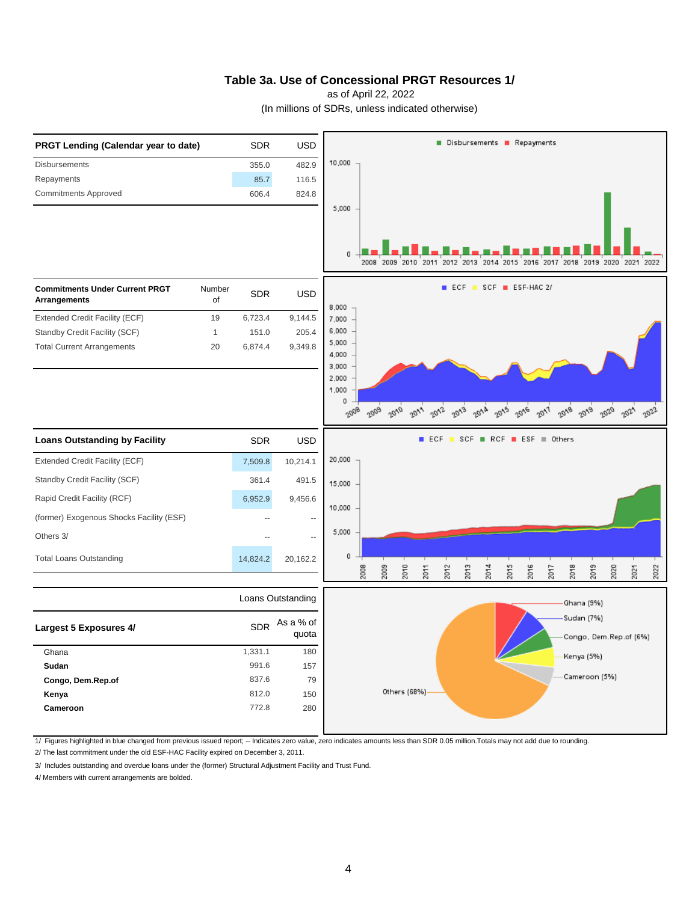# Table 3a. Use of Concessional PRGT Resources 1/

as of April 22, 2022

(In millions of SDRs, unless indicated otherwise)

| PRGT Lending (Calendar year to date) | SDR | USD |
|---|---|---|
| Disbursements | 355.0 | 482.9 |
| Repayments | 85.7 | 116.5 |
| Commitments Approved | 606.4 | 824.8 |

| Commitments Under Current PRGT Arrangements | Number of | SDR | USD |
|---|---|---|---|
| Extended Credit Facility (ECF) | 19 | 6,723.4 | 9,144.5 |
| Standby Credit Facility (SCF) | 1 | 151.0 | 205.4 |
| Total Current Arrangements | 20 | 6,874.4 | 9,349.8 |

| Loans Outstanding by Facility | SDR | USD |
|---|---|---|
| Extended Credit Facility (ECF) | 7,509.8 | 10,214.1 |
| Standby Credit Facility (SCF) | 361.4 | 491.5 |
| Rapid Credit Facility (RCF) | 6,952.9 | 9,456.6 |
| (former) Exogenous Shocks Facility (ESF) | -- | -- |
| Others 3/ | -- | -- |
| Total Loans Outstanding | 14,824.2 | 20,162.2 |

| | Loans Outstanding | |
|---|---|---|
| **Largest 5 Exposures 4/** | SDR | As a % of quota |
| Ghana | 1,331.1 | 180 |
| **Sudan** | 991.6 | 157 |
| **Congo, Dem.Rep.of** | 837.6 | 79 |
| **Kenya** | 812.0 | 150 |
| **Cameroon** | 772.8 | 280 |

1/ Figures highlighted in blue changed from previous issued report; -- Indicates zero value, zero indicates amounts less than SDR 0.05 million.Totals may not add due to rounding.

2/ The last commitment under the old ESF-HAC Facility expired on December 3, 2011.

3/ Includes outstanding and overdue loans under the (former) Structural Adjustment Facility and Trust Fund.

4/ Members with current arrangements are bolded.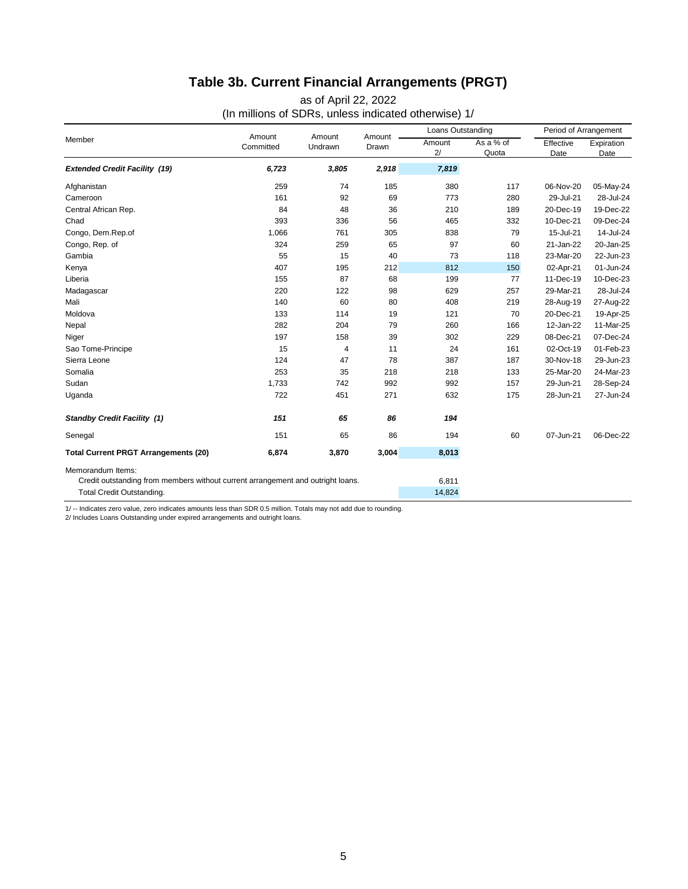# Table 3b. Current Financial Arrangements (PRGT)

as of April 22, 2022

(In millions of SDRs, unless indicated otherwise) 1/

| Member | Amount Committed | Amount Undrawn | Amount Drawn | Loans Outstanding | | Period of Arrangement | |
|---|---|---|---|---|---|---|---|
| | | | | Amount 2/ | As a % of Quota | Effective Date | Expiration Date |
| ***Extended Credit Facility (19)*** | ***6,723*** | ***3,805*** | ***2,918*** | ***7,819*** | | | |
| Afghanistan | 259 | 74 | 185 | 380 | 117 | 06-Nov-20 | 05-May-24 |
| Cameroon | 161 | 92 | 69 | 773 | 280 | 29-Jul-21 | 28-Jul-24 |
| Central African Rep. | 84 | 48 | 36 | 210 | 189 | 20-Dec-19 | 19-Dec-22 |
| Chad | 393 | 336 | 56 | 465 | 332 | 10-Dec-21 | 09-Dec-24 |
| Congo, Dem.Rep.of | 1,066 | 761 | 305 | 838 | 79 | 15-Jul-21 | 14-Jul-24 |
| Congo, Rep. of | 324 | 259 | 65 | 97 | 60 | 21-Jan-22 | 20-Jan-25 |
| Gambia | 55 | 15 | 40 | 73 | 118 | 23-Mar-20 | 22-Jun-23 |
| Kenya | 407 | 195 | 212 | 812 | 150 | 02-Apr-21 | 01-Jun-24 |
| Liberia | 155 | 87 | 68 | 199 | 77 | 11-Dec-19 | 10-Dec-23 |
| Madagascar | 220 | 122 | 98 | 629 | 257 | 29-Mar-21 | 28-Jul-24 |
| Mali | 140 | 60 | 80 | 408 | 219 | 28-Aug-19 | 27-Aug-22 |
| Moldova | 133 | 114 | 19 | 121 | 70 | 20-Dec-21 | 19-Apr-25 |
| Nepal | 282 | 204 | 79 | 260 | 166 | 12-Jan-22 | 11-Mar-25 |
| Niger | 197 | 158 | 39 | 302 | 229 | 08-Dec-21 | 07-Dec-24 |
| Sao Tome-Principe | 15 | 4 | 11 | 24 | 161 | 02-Oct-19 | 01-Feb-23 |
| Sierra Leone | 124 | 47 | 78 | 387 | 187 | 30-Nov-18 | 29-Jun-23 |
| Somalia | 253 | 35 | 218 | 218 | 133 | 25-Mar-20 | 24-Mar-23 |
| Sudan | 1,733 | 742 | 992 | 992 | 157 | 29-Jun-21 | 28-Sep-24 |
| Uganda | 722 | 451 | 271 | 632 | 175 | 28-Jun-21 | 27-Jun-24 |
| ***Standby Credit Facility (1)*** | ***151*** | ***65*** | ***86*** | ***194*** | | | |
| Senegal | 151 | 65 | 86 | 194 | 60 | 07-Jun-21 | 06-Dec-22 |
| **Total Current PRGT Arrangements (20)** | **6,874** | **3,870** | **3,004** | **8,013** | | | |
| Memorandum Items: | | | | | | | |
| Credit outstanding from members without current arrangement and outright loans. | | | | 6,811 | | | |
| Total Credit Outstanding. | | | | 14,824 | | | |

1/ -- Indicates zero value, zero indicates amounts less than SDR 0.5 million. Totals may not add due to rounding.

2/ Includes Loans Outstanding under expired arrangements and outright loans.